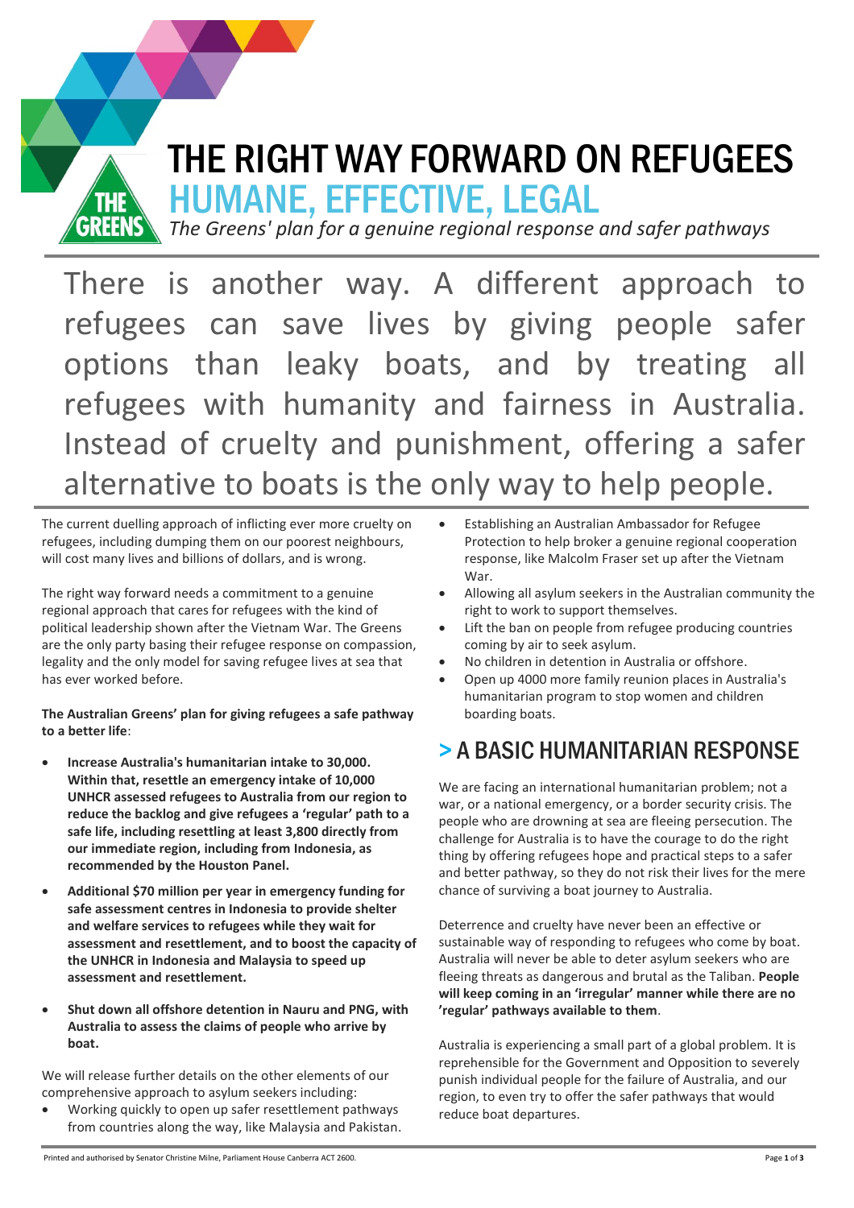# THE RIGHT WAY FORWARD ON REFUGEES

## HUMANE, EFFECTIVE, LEGAL

*The Greens' plan for a genuine regional response and safer pathways*

There is another way. A different approach to refugees can save lives by giving people safer options than leaky boats, and by treating all refugees with humanity and fairness in Australia. Instead of cruelty and punishment, offering a safer alternative to boats is the only way to help people.

The current duelling approach of inflicting ever more cruelty on refugees, including dumping them on our poorest neighbours, will cost many lives and billions of dollars, and is wrong.

The right way forward needs a commitment to a genuine regional approach that cares for refugees with the kind of political leadership shown after the Vietnam War. The Greens are the only party basing their refugee response on compassion, legality and the only model for saving refugee lives at sea that has ever worked before.

**The Australian Greens' plan for giving refugees a safe pathway to a better life**:

- **Increase Australia's humanitarian intake to 30,000. Within that, resettle an emergency intake of 10,000 UNHCR assessed refugees to Australia from our region to reduce the backlog and give refugees a 'regular' path to a safe life, including resettling at least 3,800 directly from our immediate region, including from Indonesia, as recommended by the Houston Panel.**
- **Additional $70 million per year in emergency funding for safe assessment centres in Indonesia to provide shelter and welfare services to refugees while they wait for assessment and resettlement, and to boost the capacity of the UNHCR in Indonesia and Malaysia to speed up assessment and resettlement.**
- **Shut down all offshore detention in Nauru and PNG, with Australia to assess the claims of people who arrive by boat.**

We will release further details on the other elements of our comprehensive approach to asylum seekers including:

- Working quickly to open up safer resettlement pathways from countries along the way, like Malaysia and Pakistan.
- Establishing an Australian Ambassador for Refugee Protection to help broker a genuine regional cooperation response, like Malcolm Fraser set up after the Vietnam War.
- Allowing all asylum seekers in the Australian community the right to work to support themselves.
- Lift the ban on people from refugee producing countries coming by air to seek asylum.
- No children in detention in Australia or offshore.
- Open up 4000 more family reunion places in Australia's humanitarian program to stop women and children boarding boats.

## > A BASIC HUMANITARIAN RESPONSE

We are facing an international humanitarian problem; not a war, or a national emergency, or a border security crisis. The people who are drowning at sea are fleeing persecution. The challenge for Australia is to have the courage to do the right thing by offering refugees hope and practical steps to a safer and better pathway, so they do not risk their lives for the mere chance of surviving a boat journey to Australia.

Deterrence and cruelty have never been an effective or sustainable way of responding to refugees who come by boat. Australia will never be able to deter asylum seekers who are fleeing threats as dangerous and brutal as the Taliban. **People will keep coming in an 'irregular' manner while there are no 'regular' pathways available to them**.

Australia is experiencing a small part of a global problem. It is reprehensible for the Government and Opposition to severely punish individual people for the failure of Australia, and our region, to even try to offer the safer pathways that would reduce boat departures.

Printed and authorised by Senator Christine Milne, Parliament House Canberra ACT 2600.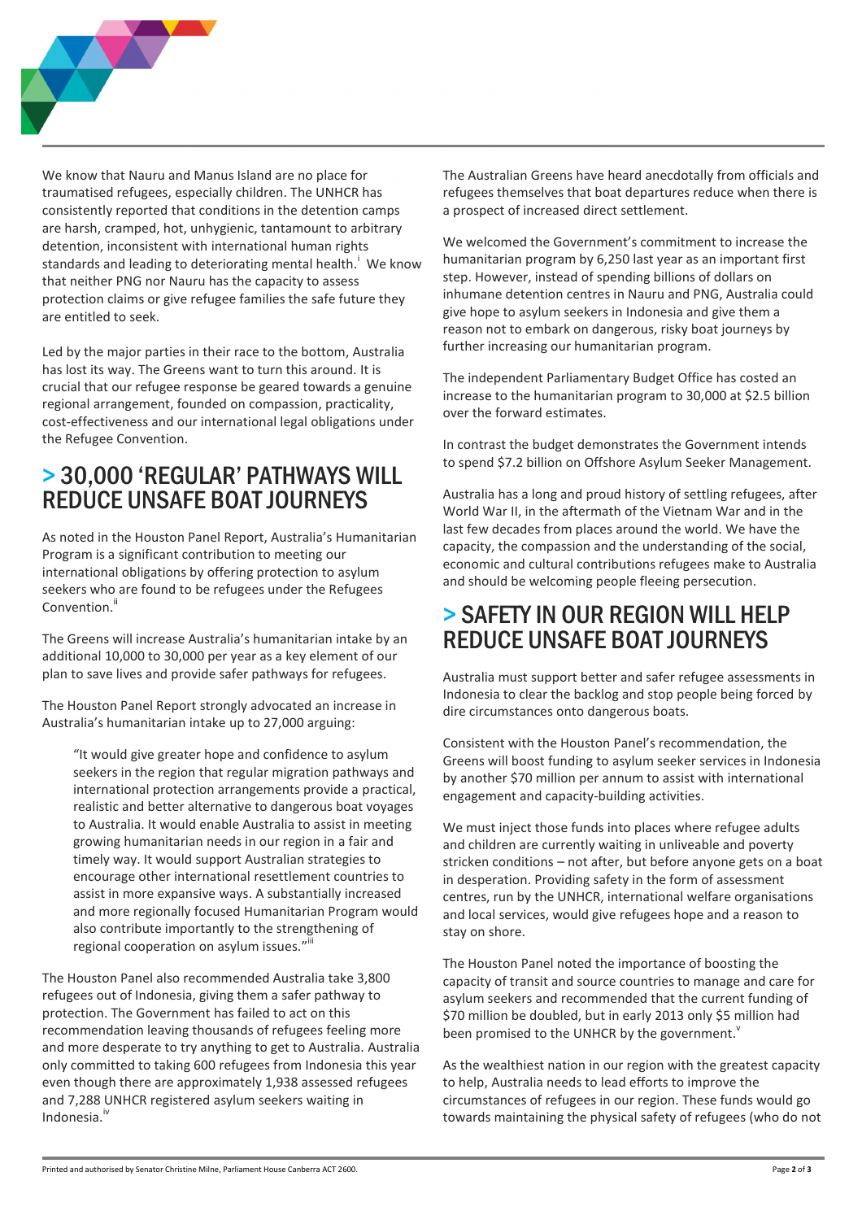We know that Nauru and Manus Island are no place for traumatised refugees, especially children. The UNHCR has consistently reported that conditions in the detention camps are harsh, cramped, hot, unhygienic, tantamount to arbitrary detention, inconsistent with international human rights standards and leading to deteriorating mental health.[i] We know that neither PNG nor Nauru has the capacity to assess protection claims or give refugee families the safe future they are entitled to seek.

Led by the major parties in their race to the bottom, Australia has lost its way. The Greens want to turn this around. It is crucial that our refugee response be geared towards a genuine regional arrangement, founded on compassion, practicality, cost-effectiveness and our international legal obligations under the Refugee Convention.

## > 30,000 'REGULAR' PATHWAYS WILL REDUCE UNSAFE BOAT JOURNEYS

As noted in the Houston Panel Report, Australia's Humanitarian Program is a significant contribution to meeting our international obligations by offering protection to asylum seekers who are found to be refugees under the Refugees Convention.[ii]

The Greens will increase Australia's humanitarian intake by an additional 10,000 to 30,000 per year as a key element of our plan to save lives and provide safer pathways for refugees.

The Houston Panel Report strongly advocated an increase in Australia's humanitarian intake up to 27,000 arguing:

> "It would give greater hope and confidence to asylum seekers in the region that regular migration pathways and international protection arrangements provide a practical, realistic and better alternative to dangerous boat voyages to Australia. It would enable Australia to assist in meeting growing humanitarian needs in our region in a fair and timely way. It would support Australian strategies to encourage other international resettlement countries to assist in more expansive ways. A substantially increased and more regionally focused Humanitarian Program would also contribute importantly to the strengthening of regional cooperation on asylum issues."[iii]

The Houston Panel also recommended Australia take 3,800 refugees out of Indonesia, giving them a safer pathway to protection. The Government has failed to act on this recommendation leaving thousands of refugees feeling more and more desperate to try anything to get to Australia. Australia only committed to taking 600 refugees from Indonesia this year even though there are approximately 1,938 assessed refugees and 7,288 UNHCR registered asylum seekers waiting in Indonesia.[iv]

The Australian Greens have heard anecdotally from officials and refugees themselves that boat departures reduce when there is a prospect of increased direct settlement.

We welcomed the Government's commitment to increase the humanitarian program by 6,250 last year as an important first step. However, instead of spending billions of dollars on inhumane detention centres in Nauru and PNG, Australia could give hope to asylum seekers in Indonesia and give them a reason not to embark on dangerous, risky boat journeys by further increasing our humanitarian program.

The independent Parliamentary Budget Office has costed an increase to the humanitarian program to 30,000 at $2.5 billion over the forward estimates.

In contrast the budget demonstrates the Government intends to spend $7.2 billion on Offshore Asylum Seeker Management.

Australia has a long and proud history of settling refugees, after World War II, in the aftermath of the Vietnam War and in the last few decades from places around the world. We have the capacity, the compassion and the understanding of the social, economic and cultural contributions refugees make to Australia and should be welcoming people fleeing persecution.

## > SAFETY IN OUR REGION WILL HELP REDUCE UNSAFE BOAT JOURNEYS

Australia must support better and safer refugee assessments in Indonesia to clear the backlog and stop people being forced by dire circumstances onto dangerous boats.

Consistent with the Houston Panel's recommendation, the Greens will boost funding to asylum seeker services in Indonesia by another $70 million per annum to assist with international engagement and capacity-building activities.

We must inject those funds into places where refugee adults and children are currently waiting in unliveable and poverty stricken conditions – not after, but before anyone gets on a boat in desperation. Providing safety in the form of assessment centres, run by the UNHCR, international welfare organisations and local services, would give refugees hope and a reason to stay on shore.

The Houston Panel noted the importance of boosting the capacity of transit and source countries to manage and care for asylum seekers and recommended that the current funding of $70 million be doubled, but in early 2013 only $5 million had been promised to the UNHCR by the government.[v]

As the wealthiest nation in our region with the greatest capacity to help, Australia needs to lead efforts to improve the circumstances of refugees in our region. These funds would go towards maintaining the physical safety of refugees (who do not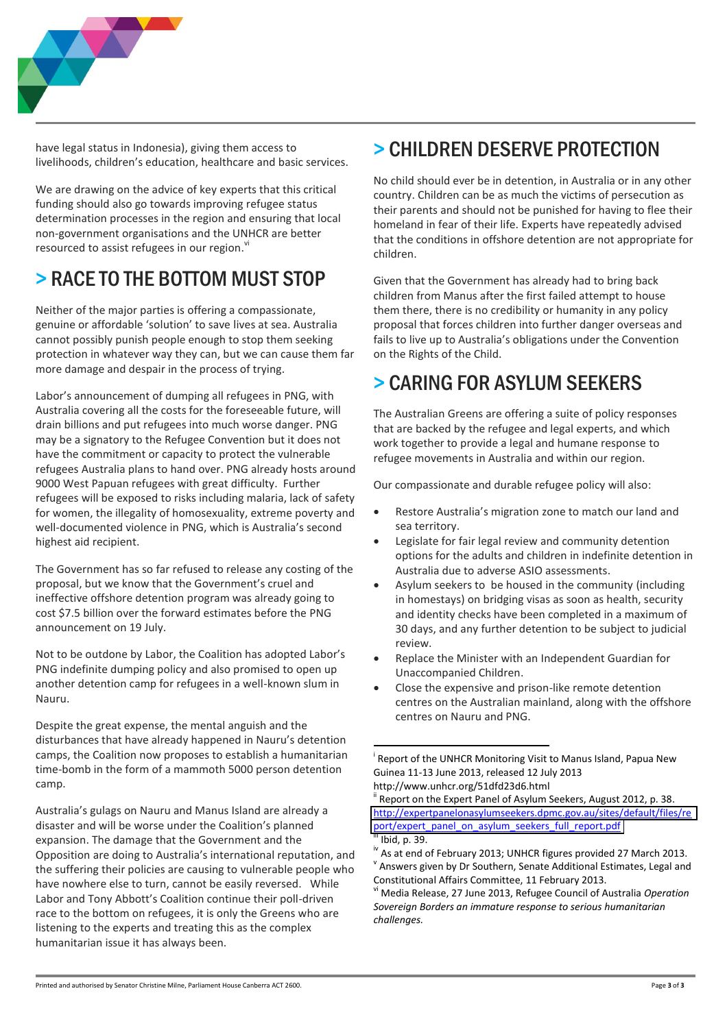have legal status in Indonesia), giving them access to livelihoods, children's education, healthcare and basic services.

We are drawing on the advice of key experts that this critical funding should also go towards improving refugee status determination processes in the region and ensuring that local non-government organisations and the UNHCR are better resourced to assist refugees in our region.[vi]

## > RACE TO THE BOTTOM MUST STOP

Neither of the major parties is offering a compassionate, genuine or affordable 'solution' to save lives at sea. Australia cannot possibly punish people enough to stop them seeking protection in whatever way they can, but we can cause them far more damage and despair in the process of trying.

Labor's announcement of dumping all refugees in PNG, with Australia covering all the costs for the foreseeable future, will drain billions and put refugees into much worse danger. PNG may be a signatory to the Refugee Convention but it does not have the commitment or capacity to protect the vulnerable refugees Australia plans to hand over. PNG already hosts around 9000 West Papuan refugees with great difficulty. Further refugees will be exposed to risks including malaria, lack of safety for women, the illegality of homosexuality, extreme poverty and well-documented violence in PNG, which is Australia's second highest aid recipient.

The Government has so far refused to release any costing of the proposal, but we know that the Government's cruel and ineffective offshore detention program was already going to cost $7.5 billion over the forward estimates before the PNG announcement on 19 July.

Not to be outdone by Labor, the Coalition has adopted Labor's PNG indefinite dumping policy and also promised to open up another detention camp for refugees in a well-known slum in Nauru.

Despite the great expense, the mental anguish and the disturbances that have already happened in Nauru's detention camps, the Coalition now proposes to establish a humanitarian time-bomb in the form of a mammoth 5000 person detention camp.

Australia's gulags on Nauru and Manus Island are already a disaster and will be worse under the Coalition's planned expansion. The damage that the Government and the Opposition are doing to Australia's international reputation, and the suffering their policies are causing to vulnerable people who have nowhere else to turn, cannot be easily reversed. While Labor and Tony Abbott's Coalition continue their poll-driven race to the bottom on refugees, it is only the Greens who are listening to the experts and treating this as the complex humanitarian issue it has always been.

## > CHILDREN DESERVE PROTECTION

No child should ever be in detention, in Australia or in any other country. Children can be as much the victims of persecution as their parents and should not be punished for having to flee their homeland in fear of their life. Experts have repeatedly advised that the conditions in offshore detention are not appropriate for children.

Given that the Government has already had to bring back children from Manus after the first failed attempt to house them there, there is no credibility or humanity in any policy proposal that forces children into further danger overseas and fails to live up to Australia's obligations under the Convention on the Rights of the Child.

## > CARING FOR ASYLUM SEEKERS

The Australian Greens are offering a suite of policy responses that are backed by the refugee and legal experts, and which work together to provide a legal and humane response to refugee movements in Australia and within our region.

Our compassionate and durable refugee policy will also:

- Restore Australia's migration zone to match our land and sea territory.
- Legislate for fair legal review and community detention options for the adults and children in indefinite detention in Australia due to adverse ASIO assessments.
- Asylum seekers to be housed in the community (including in homestays) on bridging visas as soon as health, security and identity checks have been completed in a maximum of 30 days, and any further detention to be subject to judicial review.
- Replace the Minister with an Independent Guardian for Unaccompanied Children.
- Close the expensive and prison-like remote detention centres on the Australian mainland, along with the offshore centres on Nauru and PNG.

---

[i] Report of the UNHCR Monitoring Visit to Manus Island, Papua New Guinea 11-13 June 2013, released 12 July 2013 http://www.unhcr.org/51dfd23d6.html

[ii] Report on the Expert Panel of Asylum Seekers, August 2012, p. 38. http://expertpanelonasylumseekers.dpmc.gov.au/sites/default/files/report/expert_panel_on_asylum_seekers_full_report.pdf

[iii] Ibid, p. 39.

[iv] As at end of February 2013; UNHCR figures provided 27 March 2013.

[v] Answers given by Dr Southern, Senate Additional Estimates, Legal and Constitutional Affairs Committee, 11 February 2013.

[vi] Media Release, 27 June 2013, Refugee Council of Australia *Operation Sovereign Borders an immature response to serious humanitarian challenges.*

Printed and authorised by Senator Christine Milne, Parliament House Canberra ACT 2600.